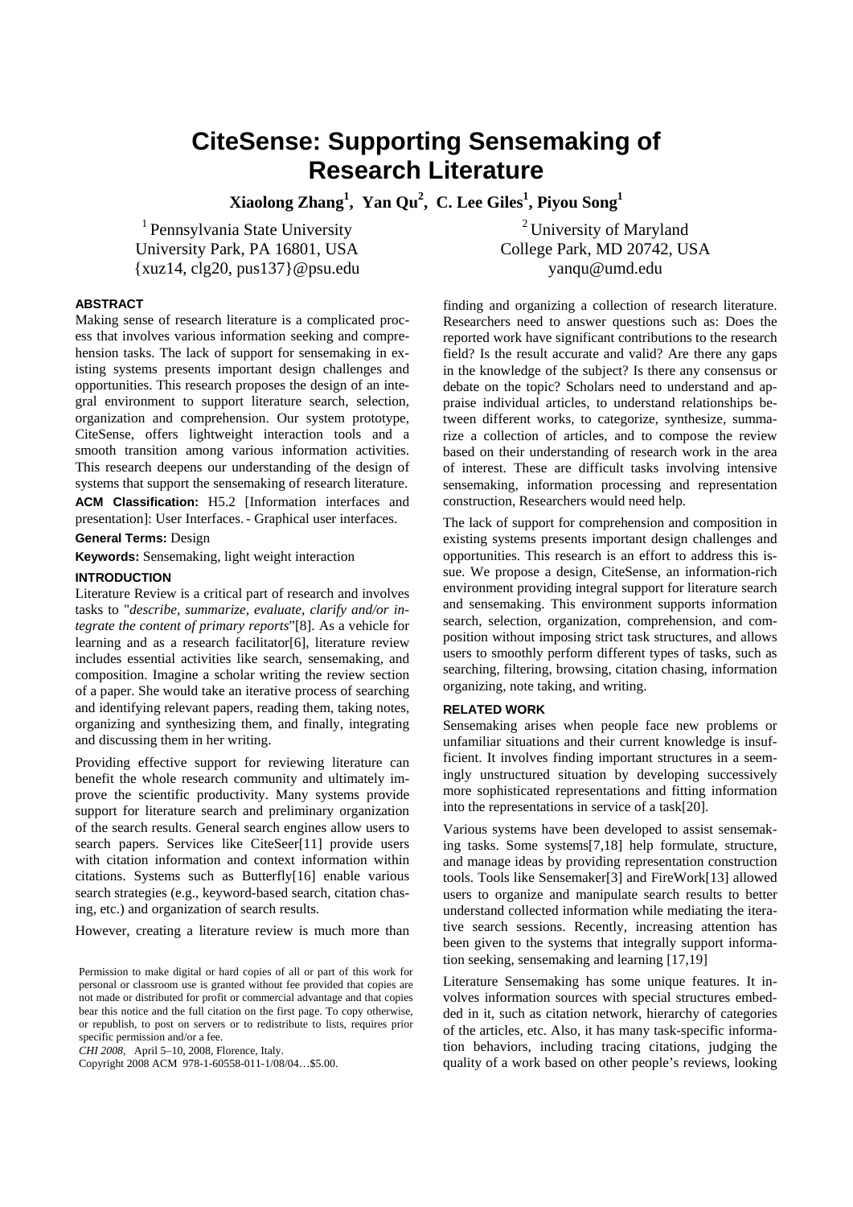# CiteSense: Supporting Sensemaking of Research Literature

**Xiaolong Zhang[1], Yan Qu[2], C. Lee Giles[1], Piyou Song[1]**

[1] Pennsylvania State University
University Park, PA 16801, USA
{xuz14, clg20, pus137}@psu.edu

[2] University of Maryland
College Park, MD 20742, USA
yanqu@umd.edu

## ABSTRACT

Making sense of research literature is a complicated process that involves various information seeking and comprehension tasks. The lack of support for sensemaking in existing systems presents important design challenges and opportunities. This research proposes the design of an integral environment to support literature search, selection, organization and comprehension. Our system prototype, CiteSense, offers lightweight interaction tools and a smooth transition among various information activities. This research deepens our understanding of the design of systems that support the sensemaking of research literature.

**ACM Classification:** H5.2 [Information interfaces and presentation]: User Interfaces. - Graphical user interfaces.

**General Terms:** Design

**Keywords:** Sensemaking, light weight interaction

## INTRODUCTION

Literature Review is a critical part of research and involves tasks to "*describe, summarize, evaluate, clarify and/or integrate the content of primary reports*"[8]. As a vehicle for learning and as a research facilitator[6], literature review includes essential activities like search, sensemaking, and composition. Imagine a scholar writing the review section of a paper. She would take an iterative process of searching and identifying relevant papers, reading them, taking notes, organizing and synthesizing them, and finally, integrating and discussing them in her writing.

Providing effective support for reviewing literature can benefit the whole research community and ultimately improve the scientific productivity. Many systems provide support for literature search and preliminary organization of the search results. General search engines allow users to search papers. Services like CiteSeer[11] provide users with citation information and context information within citations. Systems such as Butterfly[16] enable various search strategies (e.g., keyword-based search, citation chasing, etc.) and organization of search results.

However, creating a literature review is much more than finding and organizing a collection of research literature. Researchers need to answer questions such as: Does the reported work have significant contributions to the research field? Is the result accurate and valid? Are there any gaps in the knowledge of the subject? Is there any consensus or debate on the topic? Scholars need to understand and appraise individual articles, to understand relationships between different works, to categorize, synthesize, summarize a collection of articles, and to compose the review based on their understanding of research work in the area of interest. These are difficult tasks involving intensive sensemaking, information processing and representation construction, Researchers would need help.

The lack of support for comprehension and composition in existing systems presents important design challenges and opportunities. This research is an effort to address this issue. We propose a design, CiteSense, an information-rich environment providing integral support for literature search and sensemaking. This environment supports information search, selection, organization, comprehension, and composition without imposing strict task structures, and allows users to smoothly perform different types of tasks, such as searching, filtering, browsing, citation chasing, information organizing, note taking, and writing.

## RELATED WORK

Sensemaking arises when people face new problems or unfamiliar situations and their current knowledge is insufficient. It involves finding important structures in a seemingly unstructured situation by developing successively more sophisticated representations and fitting information into the representations in service of a task[20].

Various systems have been developed to assist sensemaking tasks. Some systems[7,18] help formulate, structure, and manage ideas by providing representation construction tools. Tools like Sensemaker[3] and FireWork[13] allowed users to organize and manipulate search results to better understand collected information while mediating the iterative search sessions. Recently, increasing attention has been given to the systems that integrally support information seeking, sensemaking and learning [17,19]

Literature Sensemaking has some unique features. It involves information sources with special structures embedded in it, such as citation network, hierarchy of categories of the articles, etc. Also, it has many task-specific information behaviors, including tracing citations, judging the quality of a work based on other people's reviews, looking

Permission to make digital or hard copies of all or part of this work for personal or classroom use is granted without fee provided that copies are not made or distributed for profit or commercial advantage and that copies bear this notice and the full citation on the first page. To copy otherwise, or republish, to post on servers or to redistribute to lists, requires prior specific permission and/or a fee.

*CHI 2008*, April 5–10, 2008, Florence, Italy.

Copyright 2008 ACM 978-1-60558-011-1/08/04…$5.00.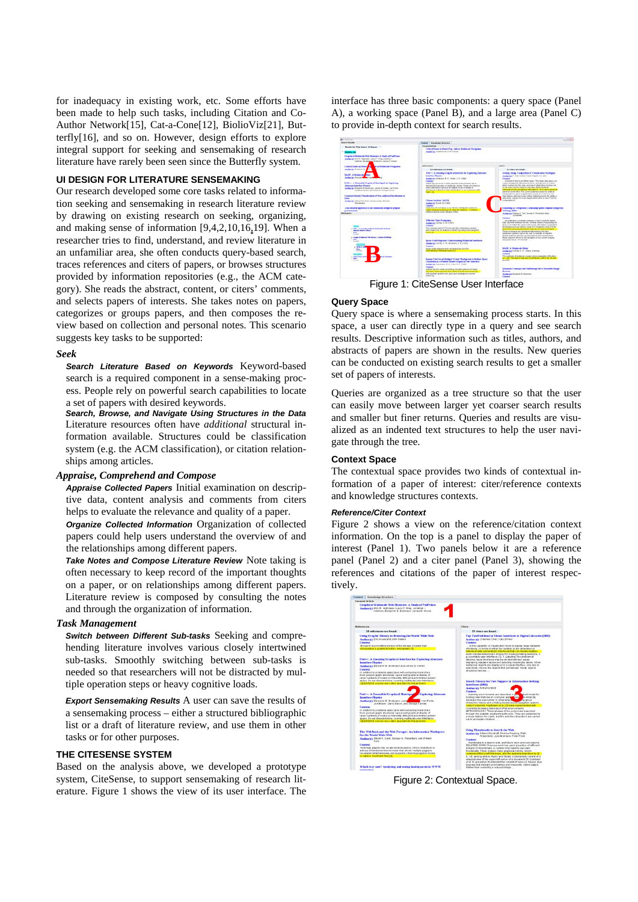for inadequacy in existing work, etc. Some efforts have been made to help such tasks, including Citation and Co-Author Network[15], Cat-a-Cone[12], BiolioViz[21], Butterfly[16], and so on. However, design efforts to explore integral support for seeking and sensemaking of research literature have rarely been seen since the Butterfly system.

## UI DESIGN FOR LITERATURE SENSEMAKING

Our research developed some core tasks related to information seeking and sensemaking in research literature review by drawing on existing research on seeking, organizing, and making sense of information [9,4,2,10,16,19]. When a researcher tries to find, understand, and review literature in an unfamiliar area, she often conducts query-based search, traces references and citers of papers, or browses structures provided by information repositories (e.g., the ACM category). She reads the abstract, content, or citers' comments, and selects papers of interests. She takes notes on papers, categorizes or groups papers, and then composes the review based on collection and personal notes. This scenario suggests key tasks to be supported:

### *Seek*

***Search Literature Based on Keywords*** Keyword-based search is a required component in a sense-making process. People rely on powerful search capabilities to locate a set of papers with desired keywords.

***Search, Browse, and Navigate Using Structures in the Data*** Literature resources often have *additional* structural information available. Structures could be classification system (e.g. the ACM classification), or citation relationships among articles.

### *Appraise, Comprehend and Compose*

***Appraise Collected Papers*** Initial examination on descriptive data, content analysis and comments from citers helps to evaluate the relevance and quality of a paper.

***Organize Collected Information*** Organization of collected papers could help users understand the overview of and the relationships among different papers.

***Take Notes and Compose Literature Review*** Note taking is often necessary to keep record of the important thoughts on a paper, or on relationships among different papers. Literature review is composed by consulting the notes and through the organization of information.

### *Task Management*

***Switch between Different Sub-tasks*** Seeking and comprehending literature involves various closely intertwined sub-tasks. Smoothly switching between sub-tasks is needed so that researchers will not be distracted by multiple operation steps or heavy cognitive loads.

***Export Sensemaking Results*** A user can save the results of a sensemaking process – either a structured bibliographic list or a draft of literature review, and use them in other tasks or for other purposes.

## THE CITESENSE SYSTEM

Based on the analysis above, we developed a prototype system, CiteSense, to support sensemaking of research literature. Figure 1 shows the view of its user interface. The interface has three basic components: a query space (Panel A), a working space (Panel B), and a large area (Panel C) to provide in-depth context for search results.

Figure 1: CiteSense User Interface

### Query Space

Query space is where a sensemaking process starts. In this space, a user can directly type in a query and see search results. Descriptive information such as titles, authors, and abstracts of papers are shown in the results. New queries can be conducted on existing search results to get a smaller set of papers of interests.

Queries are organized as a tree structure so that the user can easily move between larger yet coarser search results and smaller but finer returns. Queries and results are visualized as an indented text structures to help the user navigate through the tree.

### Context Space

The contextual space provides two kinds of contextual information of a paper of interest: citer/reference contexts and knowledge structures contexts.

#### *Reference/Citer Context*

Figure 2 shows a view on the reference/citation context information. On the top is a panel to display the paper of interest (Panel 1). Two panels below it are a reference panel (Panel 2) and a citer panel (Panel 3), showing the references and citations of the paper of interest respectively.

Figure 2: Contextual Space.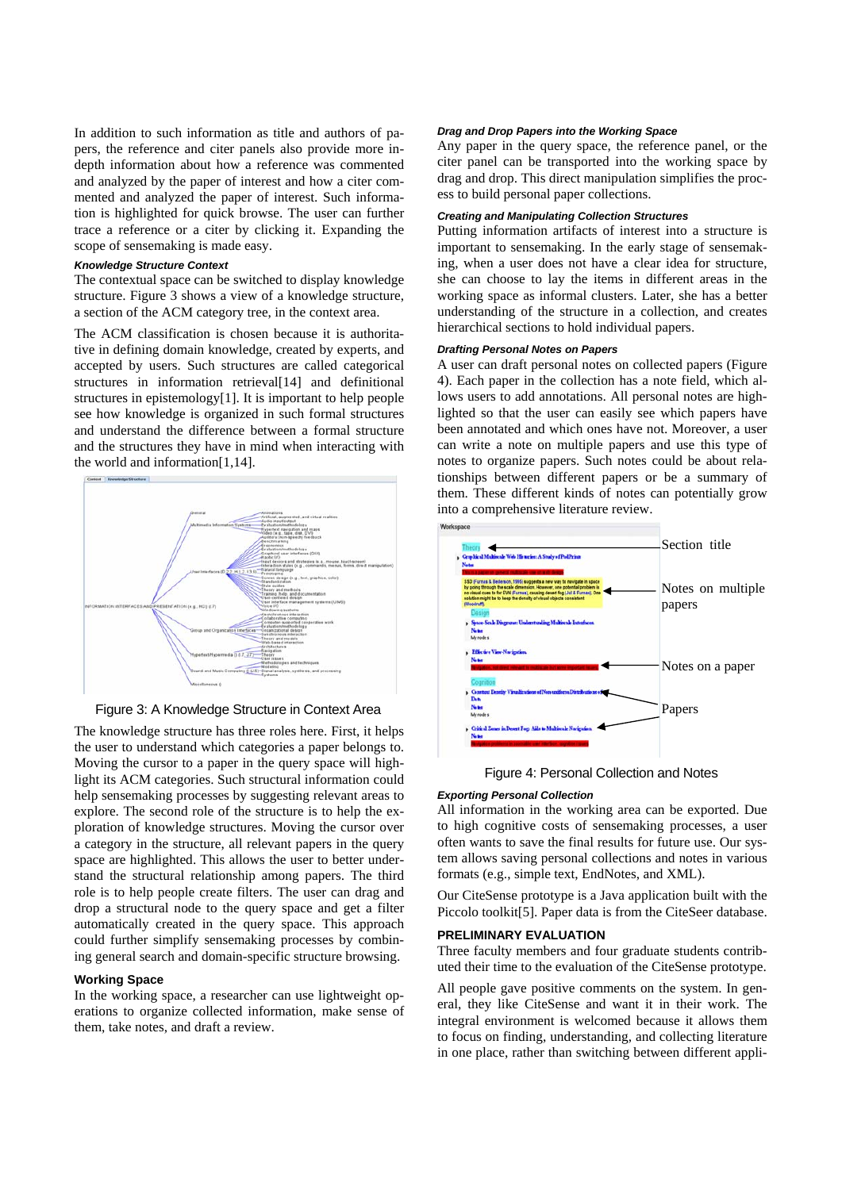In addition to such information as title and authors of papers, the reference and citer panels also provide more in-depth information about how a reference was commented and analyzed by the paper of interest and how a citer commented and analyzed the paper of interest. Such information is highlighted for quick browse. The user can further trace a reference or a citer by clicking it. Expanding the scope of sensemaking is made easy.

#### *Knowledge Structure Context*

The contextual space can be switched to display knowledge structure. Figure 3 shows a view of a knowledge structure, a section of the ACM category tree, in the context area.

The ACM classification is chosen because it is authoritative in defining domain knowledge, created by experts, and accepted by users. Such structures are called categorical structures in information retrieval[14] and definitional structures in epistemology[1]. It is important to help people see how knowledge is organized in such formal structures and understand the difference between a formal structure and the structures they have in mind when interacting with the world and information[1,14].

Figure 3: A Knowledge Structure in Context Area

The knowledge structure has three roles here. First, it helps the user to understand which categories a paper belongs to. Moving the cursor to a paper in the query space will highlight its ACM categories. Such structural information could help sensemaking processes by suggesting relevant areas to explore. The second role of the structure is to help the exploration of knowledge structures. Moving the cursor over a category in the structure, all relevant papers in the query space are highlighted. This allows the user to better understand the structural relationship among papers. The third role is to help people create filters. The user can drag and drop a structural node to the query space and get a filter automatically created in the query space. This approach could further simplify sensemaking processes by combining general search and domain-specific structure browsing.

### Working Space

In the working space, a researcher can use lightweight operations to organize collected information, make sense of them, take notes, and draft a review.

#### *Drag and Drop Papers into the Working Space*

Any paper in the query space, the reference panel, or the citer panel can be transported into the working space by drag and drop. This direct manipulation simplifies the process to build personal paper collections.

#### *Creating and Manipulating Collection Structures*

Putting information artifacts of interest into a structure is important to sensemaking. In the early stage of sensemaking, when a user does not have a clear idea for structure, she can choose to lay the items in different areas in the working space as informal clusters. Later, she has a better understanding of the structure in a collection, and creates hierarchical sections to hold individual papers.

#### *Drafting Personal Notes on Papers*

A user can draft personal notes on collected papers (Figure 4). Each paper in the collection has a note field, which allows users to add annotations. All personal notes are highlighted so that the user can easily see which papers have been annotated and which ones have not. Moreover, a user can write a note on multiple papers and use this type of notes to organize papers. Such notes could be about relationships between different papers or be a summary of them. These different kinds of notes can potentially grow into a comprehensive literature review.

Figure 4: Personal Collection and Notes

#### *Exporting Personal Collection*

All information in the working area can be exported. Due to high cognitive costs of sensemaking processes, a user often wants to save the final results for future use. Our system allows saving personal collections and notes in various formats (e.g., simple text, EndNotes, and XML).

Our CiteSense prototype is a Java application built with the Piccolo toolkit[5]. Paper data is from the CiteSeer database.

## PRELIMINARY EVALUATION

Three faculty members and four graduate students contributed their time to the evaluation of the CiteSense prototype.

All people gave positive comments on the system. In general, they like CiteSense and want it in their work. The integral environment is welcomed because it allows them to focus on finding, understanding, and collecting literature in one place, rather than switching between different appli-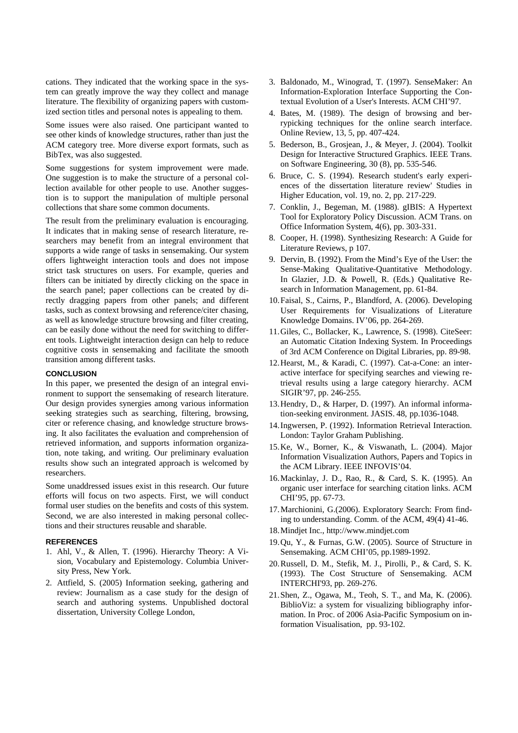cations. They indicated that the working space in the system can greatly improve the way they collect and manage literature. The flexibility of organizing papers with customized section titles and personal notes is appealing to them.

Some issues were also raised. One participant wanted to see other kinds of knowledge structures, rather than just the ACM category tree. More diverse export formats, such as BibTex, was also suggested.

Some suggestions for system improvement were made. One suggestion is to make the structure of a personal collection available for other people to use. Another suggestion is to support the manipulation of multiple personal collections that share some common documents.

The result from the preliminary evaluation is encouraging. It indicates that in making sense of research literature, researchers may benefit from an integral environment that supports a wide range of tasks in sensemaking. Our system offers lightweight interaction tools and does not impose strict task structures on users. For example, queries and filters can be initiated by directly clicking on the space in the search panel; paper collections can be created by directly dragging papers from other panels; and different tasks, such as context browsing and reference/citer chasing, as well as knowledge structure browsing and filter creating, can be easily done without the need for switching to different tools. Lightweight interaction design can help to reduce cognitive costs in sensemaking and facilitate the smooth transition among different tasks.

## CONCLUSION

In this paper, we presented the design of an integral environment to support the sensemaking of research literature. Our design provides synergies among various information seeking strategies such as searching, filtering, browsing, citer or reference chasing, and knowledge structure browsing. It also facilitates the evaluation and comprehension of retrieved information, and supports information organization, note taking, and writing. Our preliminary evaluation results show such an integrated approach is welcomed by researchers.

Some unaddressed issues exist in this research. Our future efforts will focus on two aspects. First, we will conduct formal user studies on the benefits and costs of this system. Second, we are also interested in making personal collections and their structures reusable and sharable.

## REFERENCES

1. Ahl, V., & Allen, T. (1996). Hierarchy Theory: A Vision, Vocabulary and Epistemology. Columbia University Press, New York.
2. Attfield, S. (2005) Information seeking, gathering and review: Journalism as a case study for the design of search and authoring systems. Unpublished doctoral dissertation, University College London,
3. Baldonado, M., Winograd, T. (1997). SenseMaker: An Information-Exploration Interface Supporting the Contextual Evolution of a User's Interests. ACM CHI'97.
4. Bates, M. (1989). The design of browsing and berrypicking techniques for the online search interface. Online Review, 13, 5, pp. 407-424.
5. Bederson, B., Grosjean, J., & Meyer, J. (2004). Toolkit Design for Interactive Structured Graphics. IEEE Trans. on Software Engineering, 30 (8), pp. 535-546.
6. Bruce, C. S. (1994). Research student's early experiences of the dissertation literature review' Studies in Higher Education, vol. 19, no. 2, pp. 217-229.
7. Conklin, J., Begeman, M. (1988). gIBIS: A Hypertext Tool for Exploratory Policy Discussion. ACM Trans. on Office Information System, 4(6), pp. 303-331.
8. Cooper, H. (1998). Synthesizing Research: A Guide for Literature Reviews, p 107.
9. Dervin, B. (1992). From the Mind's Eye of the User: the Sense-Making Qualitative-Quantitative Methodology. In Glazier, J.D. & Powell, R. (Eds.) Qualitative Research in Information Management, pp. 61-84.
10. Faisal, S., Cairns, P., Blandford, A. (2006). Developing User Requirements for Visualizations of Literature Knowledge Domains. IV'06, pp. 264-269.
11. Giles, C., Bollacker, K., Lawrence, S. (1998). CiteSeer: an Automatic Citation Indexing System. In Proceedings of 3rd ACM Conference on Digital Libraries, pp. 89-98.
12. Hearst, M., & Karadi, C. (1997). Cat-a-Cone: an interactive interface for specifying searches and viewing retrieval results using a large category hierarchy. ACM SIGIR'97, pp. 246-255.
13. Hendry, D., & Harper, D. (1997). An informal information-seeking environment. JASIS. 48, pp.1036-1048.
14. Ingwersen, P. (1992). Information Retrieval Interaction. London: Taylor Graham Publishing.
15. Ke, W., Borner, K., & Viswanath, L. (2004). Major Information Visualization Authors, Papers and Topics in the ACM Library. IEEE INFOVIS'04.
16. Mackinlay, J. D., Rao, R., & Card, S. K. (1995). An organic user interface for searching citation links. ACM CHI'95, pp. 67-73.
17. Marchionini, G.(2006). Exploratory Search: From finding to understanding. Comm. of the ACM, 49(4) 41-46.
18. Mindjet Inc., http://www.mindjet.com
19. Qu, Y., & Furnas, G.W. (2005). Source of Structure in Sensemaking. ACM CHI'05, pp.1989-1992.
20. Russell, D. M., Stefik, M. J., Pirolli, P., & Card, S. K. (1993). The Cost Structure of Sensemaking. ACM INTERCHI'93, pp. 269-276.
21. Shen, Z., Ogawa, M., Teoh, S. T., and Ma, K. (2006). BiblioViz: a system for visualizing bibliography information. In Proc. of 2006 Asia-Pacific Symposium on information Visualisation, pp. 93-102.